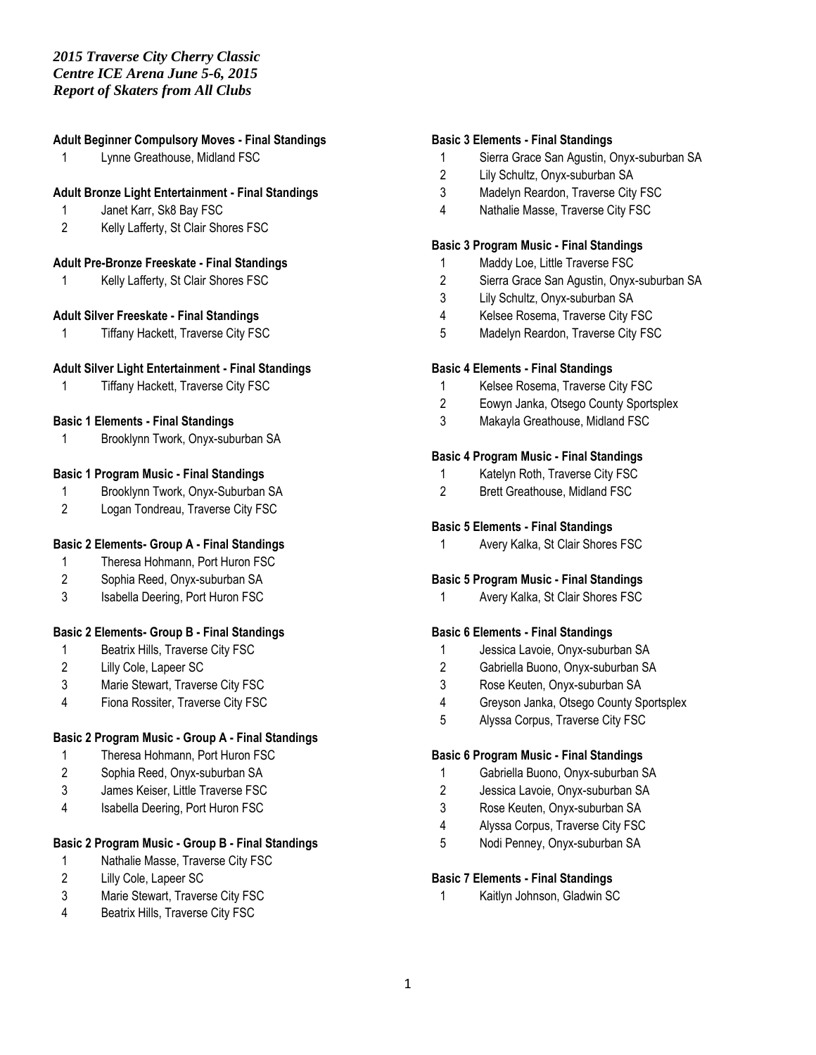*2015 Traverse City Cherry Classic*
*Centre ICE Arena June 5-6, 2015*
*Report of Skaters from All Clubs*

**Adult Beginner Compulsory Moves - Final Standings**

1 Lynne Greathouse, Midland FSC

**Adult Bronze Light Entertainment - Final Standings**

1 Janet Karr, Sk8 Bay FSC
2 Kelly Lafferty, St Clair Shores FSC

**Adult Pre-Bronze Freeskate - Final Standings**

1 Kelly Lafferty, St Clair Shores FSC

**Adult Silver Freeskate - Final Standings**

1 Tiffany Hackett, Traverse City FSC

**Adult Silver Light Entertainment - Final Standings**

1 Tiffany Hackett, Traverse City FSC

**Basic 1 Elements - Final Standings**

1 Brooklynn Twork, Onyx-suburban SA

**Basic 1 Program Music - Final Standings**

1 Brooklynn Twork, Onyx-Suburban SA
2 Logan Tondreau, Traverse City FSC

**Basic 2 Elements- Group A - Final Standings**

1 Theresa Hohmann, Port Huron FSC
2 Sophia Reed, Onyx-suburban SA
3 Isabella Deering, Port Huron FSC

**Basic 2 Elements- Group B - Final Standings**

1 Beatrix Hills, Traverse City FSC
2 Lilly Cole, Lapeer SC
3 Marie Stewart, Traverse City FSC
4 Fiona Rossiter, Traverse City FSC

**Basic 2 Program Music - Group A - Final Standings**

1 Theresa Hohmann, Port Huron FSC
2 Sophia Reed, Onyx-suburban SA
3 James Keiser, Little Traverse FSC
4 Isabella Deering, Port Huron FSC

**Basic 2 Program Music - Group B - Final Standings**

1 Nathalie Masse, Traverse City FSC
2 Lilly Cole, Lapeer SC
3 Marie Stewart, Traverse City FSC
4 Beatrix Hills, Traverse City FSC

**Basic 3 Elements - Final Standings**

1 Sierra Grace San Agustin, Onyx-suburban SA
2 Lily Schultz, Onyx-suburban SA
3 Madelyn Reardon, Traverse City FSC
4 Nathalie Masse, Traverse City FSC

**Basic 3 Program Music - Final Standings**

1 Maddy Loe, Little Traverse FSC
2 Sierra Grace San Agustin, Onyx-suburban SA
3 Lily Schultz, Onyx-suburban SA
4 Kelsee Rosema, Traverse City FSC
5 Madelyn Reardon, Traverse City FSC

**Basic 4 Elements - Final Standings**

1 Kelsee Rosema, Traverse City FSC
2 Eowyn Janka, Otsego County Sportsplex
3 Makayla Greathouse, Midland FSC

**Basic 4 Program Music - Final Standings**

1 Katelyn Roth, Traverse City FSC
2 Brett Greathouse, Midland FSC

**Basic 5 Elements - Final Standings**

1 Avery Kalka, St Clair Shores FSC

**Basic 5 Program Music - Final Standings**

1 Avery Kalka, St Clair Shores FSC

**Basic 6 Elements - Final Standings**

1 Jessica Lavoie, Onyx-suburban SA
2 Gabriella Buono, Onyx-suburban SA
3 Rose Keuten, Onyx-suburban SA
4 Greyson Janka, Otsego County Sportsplex
5 Alyssa Corpus, Traverse City FSC

**Basic 6 Program Music - Final Standings**

1 Gabriella Buono, Onyx-suburban SA
2 Jessica Lavoie, Onyx-suburban SA
3 Rose Keuten, Onyx-suburban SA
4 Alyssa Corpus, Traverse City FSC
5 Nodi Penney, Onyx-suburban SA

**Basic 7 Elements - Final Standings**

1 Kaitlyn Johnson, Gladwin SC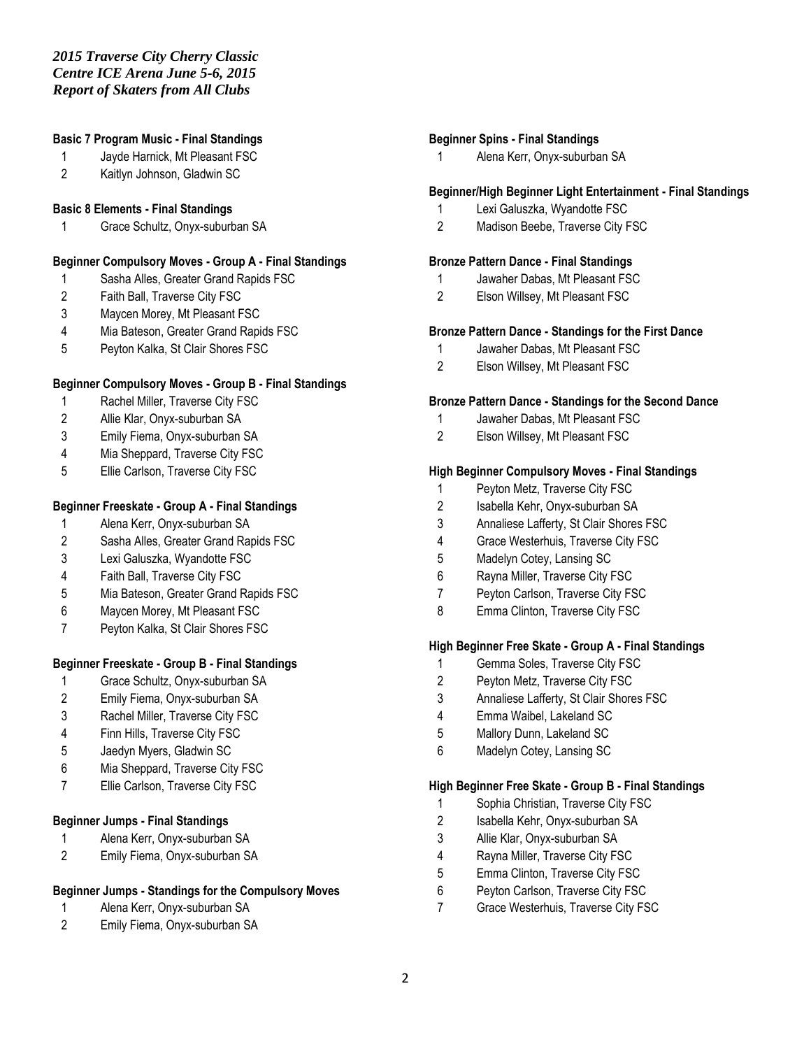*2015 Traverse City Cherry Classic*
*Centre ICE Arena June 5-6, 2015*
*Report of Skaters from All Clubs*

**Basic 7 Program Music - Final Standings**

1 Jayde Harnick, Mt Pleasant FSC
2 Kaitlyn Johnson, Gladwin SC

**Basic 8 Elements - Final Standings**

1 Grace Schultz, Onyx-suburban SA

**Beginner Compulsory Moves - Group A - Final Standings**

1 Sasha Alles, Greater Grand Rapids FSC
2 Faith Ball, Traverse City FSC
3 Maycen Morey, Mt Pleasant FSC
4 Mia Bateson, Greater Grand Rapids FSC
5 Peyton Kalka, St Clair Shores FSC

**Beginner Compulsory Moves - Group B - Final Standings**

1 Rachel Miller, Traverse City FSC
2 Allie Klar, Onyx-suburban SA
3 Emily Fiema, Onyx-suburban SA
4 Mia Sheppard, Traverse City FSC
5 Ellie Carlson, Traverse City FSC

**Beginner Freeskate - Group A - Final Standings**

1 Alena Kerr, Onyx-suburban SA
2 Sasha Alles, Greater Grand Rapids FSC
3 Lexi Galuszka, Wyandotte FSC
4 Faith Ball, Traverse City FSC
5 Mia Bateson, Greater Grand Rapids FSC
6 Maycen Morey, Mt Pleasant FSC
7 Peyton Kalka, St Clair Shores FSC

**Beginner Freeskate - Group B - Final Standings**

1 Grace Schultz, Onyx-suburban SA
2 Emily Fiema, Onyx-suburban SA
3 Rachel Miller, Traverse City FSC
4 Finn Hills, Traverse City FSC
5 Jaedyn Myers, Gladwin SC
6 Mia Sheppard, Traverse City FSC
7 Ellie Carlson, Traverse City FSC

**Beginner Jumps - Final Standings**

1 Alena Kerr, Onyx-suburban SA
2 Emily Fiema, Onyx-suburban SA

**Beginner Jumps - Standings for the Compulsory Moves**

1 Alena Kerr, Onyx-suburban SA
2 Emily Fiema, Onyx-suburban SA

**Beginner Spins - Final Standings**

1 Alena Kerr, Onyx-suburban SA

**Beginner/High Beginner Light Entertainment - Final Standings**

1 Lexi Galuszka, Wyandotte FSC
2 Madison Beebe, Traverse City FSC

**Bronze Pattern Dance - Final Standings**

1 Jawaher Dabas, Mt Pleasant FSC
2 Elson Willsey, Mt Pleasant FSC

**Bronze Pattern Dance - Standings for the First Dance**

1 Jawaher Dabas, Mt Pleasant FSC
2 Elson Willsey, Mt Pleasant FSC

**Bronze Pattern Dance - Standings for the Second Dance**

1 Jawaher Dabas, Mt Pleasant FSC
2 Elson Willsey, Mt Pleasant FSC

**High Beginner Compulsory Moves - Final Standings**

1 Peyton Metz, Traverse City FSC
2 Isabella Kehr, Onyx-suburban SA
3 Annaliese Lafferty, St Clair Shores FSC
4 Grace Westerhuis, Traverse City FSC
5 Madelyn Cotey, Lansing SC
6 Rayna Miller, Traverse City FSC
7 Peyton Carlson, Traverse City FSC
8 Emma Clinton, Traverse City FSC

**High Beginner Free Skate - Group A - Final Standings**

1 Gemma Soles, Traverse City FSC
2 Peyton Metz, Traverse City FSC
3 Annaliese Lafferty, St Clair Shores FSC
4 Emma Waibel, Lakeland SC
5 Mallory Dunn, Lakeland SC
6 Madelyn Cotey, Lansing SC

**High Beginner Free Skate - Group B - Final Standings**

1 Sophia Christian, Traverse City FSC
2 Isabella Kehr, Onyx-suburban SA
3 Allie Klar, Onyx-suburban SA
4 Rayna Miller, Traverse City FSC
5 Emma Clinton, Traverse City FSC
6 Peyton Carlson, Traverse City FSC
7 Grace Westerhuis, Traverse City FSC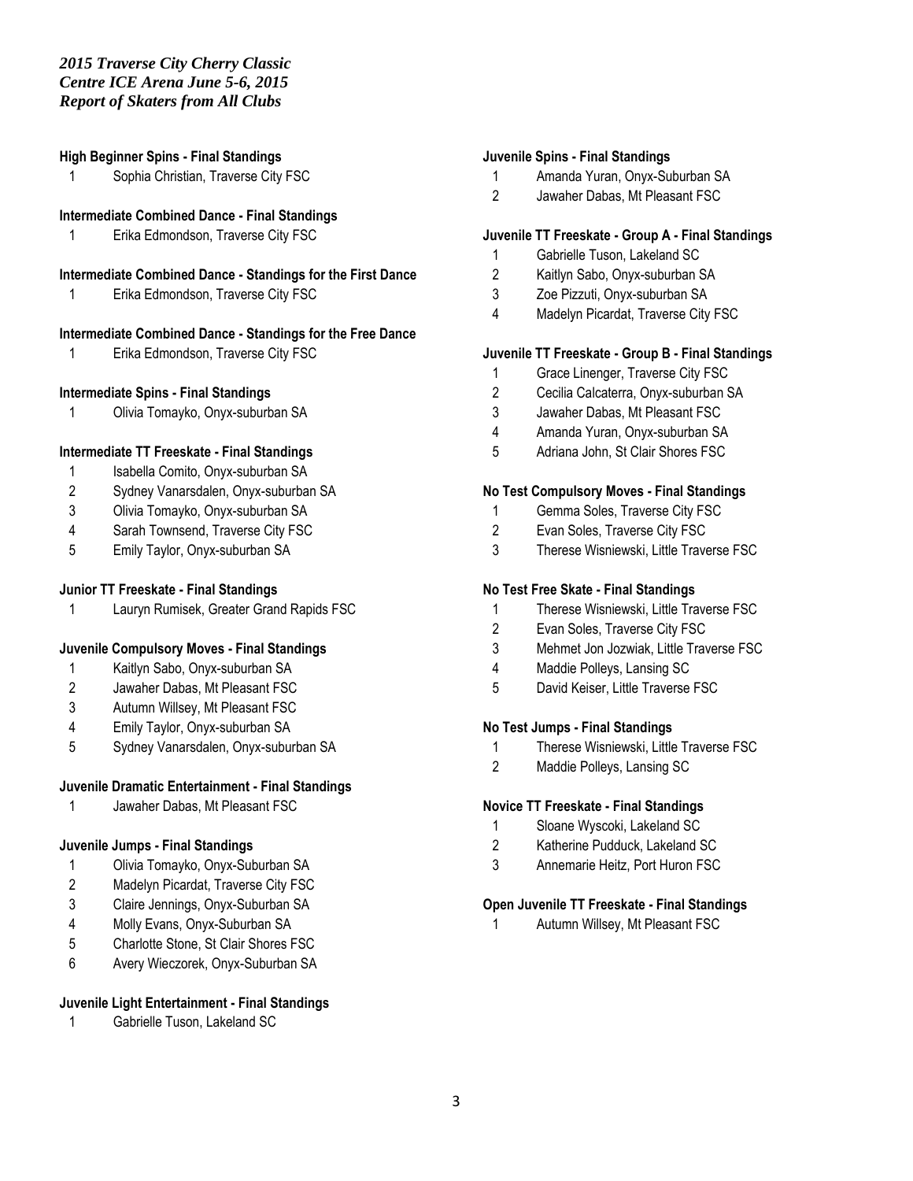*2015 Traverse City Cherry Classic*
*Centre ICE Arena June 5-6, 2015*
*Report of Skaters from All Clubs*

**High Beginner Spins - Final Standings**

1 Sophia Christian, Traverse City FSC

**Intermediate Combined Dance - Final Standings**

1 Erika Edmondson, Traverse City FSC

**Intermediate Combined Dance - Standings for the First Dance**

1 Erika Edmondson, Traverse City FSC

**Intermediate Combined Dance - Standings for the Free Dance**

1 Erika Edmondson, Traverse City FSC

**Intermediate Spins - Final Standings**

1 Olivia Tomayko, Onyx-suburban SA

**Intermediate TT Freeskate - Final Standings**

1 Isabella Comito, Onyx-suburban SA
2 Sydney Vanarsdalen, Onyx-suburban SA
3 Olivia Tomayko, Onyx-suburban SA
4 Sarah Townsend, Traverse City FSC
5 Emily Taylor, Onyx-suburban SA

**Junior TT Freeskate - Final Standings**

1 Lauryn Rumisek, Greater Grand Rapids FSC

**Juvenile Compulsory Moves - Final Standings**

1 Kaitlyn Sabo, Onyx-suburban SA
2 Jawaher Dabas, Mt Pleasant FSC
3 Autumn Willsey, Mt Pleasant FSC
4 Emily Taylor, Onyx-suburban SA
5 Sydney Vanarsdalen, Onyx-suburban SA

**Juvenile Dramatic Entertainment - Final Standings**

1 Jawaher Dabas, Mt Pleasant FSC

**Juvenile Jumps - Final Standings**

1 Olivia Tomayko, Onyx-Suburban SA
2 Madelyn Picardat, Traverse City FSC
3 Claire Jennings, Onyx-Suburban SA
4 Molly Evans, Onyx-Suburban SA
5 Charlotte Stone, St Clair Shores FSC
6 Avery Wieczorek, Onyx-Suburban SA

**Juvenile Light Entertainment - Final Standings**

1 Gabrielle Tuson, Lakeland SC

**Juvenile Spins - Final Standings**

1 Amanda Yuran, Onyx-Suburban SA
2 Jawaher Dabas, Mt Pleasant FSC

**Juvenile TT Freeskate - Group A - Final Standings**

1 Gabrielle Tuson, Lakeland SC
2 Kaitlyn Sabo, Onyx-suburban SA
3 Zoe Pizzuti, Onyx-suburban SA
4 Madelyn Picardat, Traverse City FSC

**Juvenile TT Freeskate - Group B - Final Standings**

1 Grace Linenger, Traverse City FSC
2 Cecilia Calcaterra, Onyx-suburban SA
3 Jawaher Dabas, Mt Pleasant FSC
4 Amanda Yuran, Onyx-suburban SA
5 Adriana John, St Clair Shores FSC

**No Test Compulsory Moves - Final Standings**

1 Gemma Soles, Traverse City FSC
2 Evan Soles, Traverse City FSC
3 Therese Wisniewski, Little Traverse FSC

**No Test Free Skate - Final Standings**

1 Therese Wisniewski, Little Traverse FSC
2 Evan Soles, Traverse City FSC
3 Mehmet Jon Jozwiak, Little Traverse FSC
4 Maddie Polleys, Lansing SC
5 David Keiser, Little Traverse FSC

**No Test Jumps - Final Standings**

1 Therese Wisniewski, Little Traverse FSC
2 Maddie Polleys, Lansing SC

**Novice TT Freeskate - Final Standings**

1 Sloane Wyscoki, Lakeland SC
2 Katherine Pudduck, Lakeland SC
3 Annemarie Heitz, Port Huron FSC

**Open Juvenile TT Freeskate - Final Standings**

1 Autumn Willsey, Mt Pleasant FSC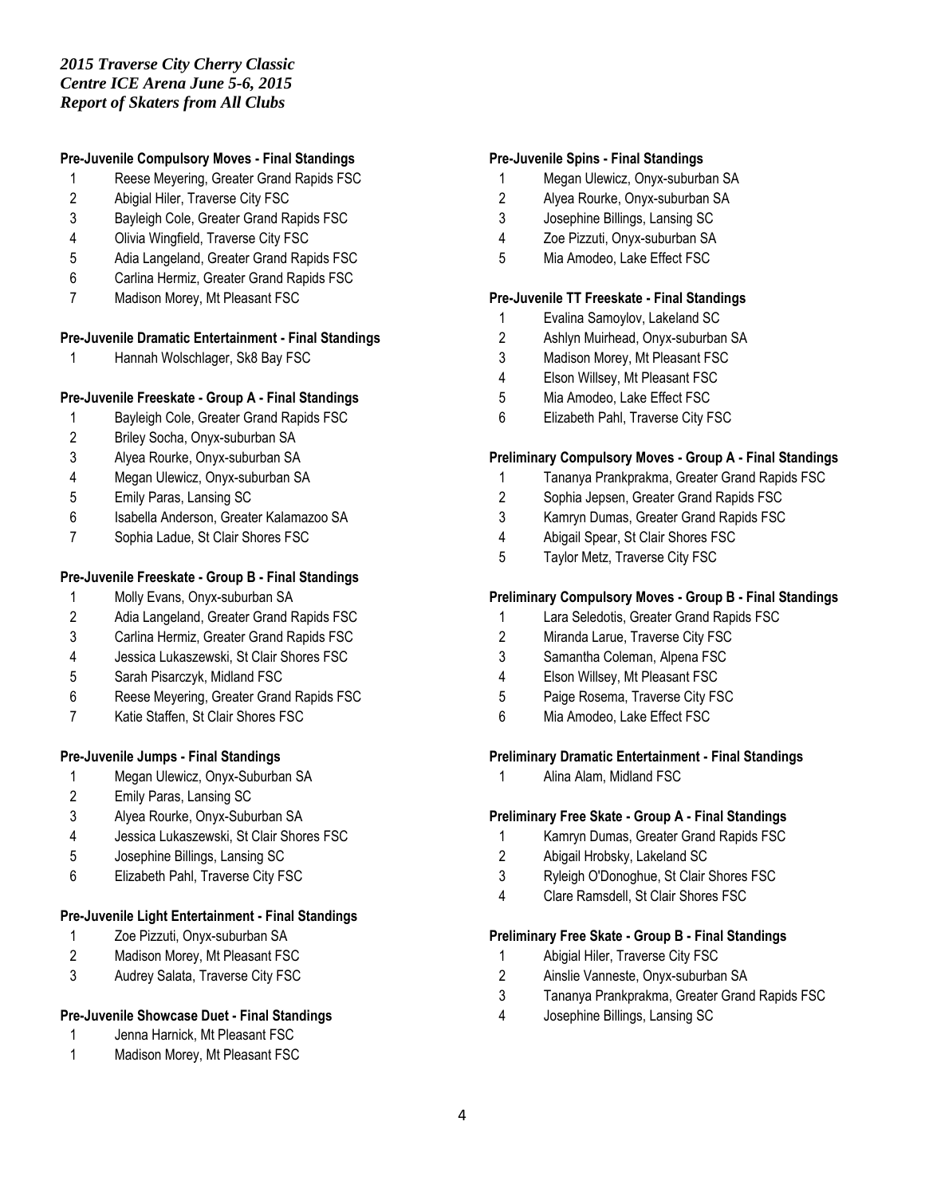*2015 Traverse City Cherry Classic*
*Centre ICE Arena June 5-6, 2015*
*Report of Skaters from All Clubs*

**Pre-Juvenile Compulsory Moves - Final Standings**

1 Reese Meyering, Greater Grand Rapids FSC
2 Abigial Hiler, Traverse City FSC
3 Bayleigh Cole, Greater Grand Rapids FSC
4 Olivia Wingfield, Traverse City FSC
5 Adia Langeland, Greater Grand Rapids FSC
6 Carlina Hermiz, Greater Grand Rapids FSC
7 Madison Morey, Mt Pleasant FSC

**Pre-Juvenile Dramatic Entertainment - Final Standings**

1 Hannah Wolschlager, Sk8 Bay FSC

**Pre-Juvenile Freeskate - Group A - Final Standings**

1 Bayleigh Cole, Greater Grand Rapids FSC
2 Briley Socha, Onyx-suburban SA
3 Alyea Rourke, Onyx-suburban SA
4 Megan Ulewicz, Onyx-suburban SA
5 Emily Paras, Lansing SC
6 Isabella Anderson, Greater Kalamazoo SA
7 Sophia Ladue, St Clair Shores FSC

**Pre-Juvenile Freeskate - Group B - Final Standings**

1 Molly Evans, Onyx-suburban SA
2 Adia Langeland, Greater Grand Rapids FSC
3 Carlina Hermiz, Greater Grand Rapids FSC
4 Jessica Lukaszewski, St Clair Shores FSC
5 Sarah Pisarczyk, Midland FSC
6 Reese Meyering, Greater Grand Rapids FSC
7 Katie Staffen, St Clair Shores FSC

**Pre-Juvenile Jumps - Final Standings**

1 Megan Ulewicz, Onyx-Suburban SA
2 Emily Paras, Lansing SC
3 Alyea Rourke, Onyx-Suburban SA
4 Jessica Lukaszewski, St Clair Shores FSC
5 Josephine Billings, Lansing SC
6 Elizabeth Pahl, Traverse City FSC

**Pre-Juvenile Light Entertainment - Final Standings**

1 Zoe Pizzuti, Onyx-suburban SA
2 Madison Morey, Mt Pleasant FSC
3 Audrey Salata, Traverse City FSC

**Pre-Juvenile Showcase Duet - Final Standings**

1 Jenna Harnick, Mt Pleasant FSC
1 Madison Morey, Mt Pleasant FSC

**Pre-Juvenile Spins - Final Standings**

1 Megan Ulewicz, Onyx-suburban SA
2 Alyea Rourke, Onyx-suburban SA
3 Josephine Billings, Lansing SC
4 Zoe Pizzuti, Onyx-suburban SA
5 Mia Amodeo, Lake Effect FSC

**Pre-Juvenile TT Freeskate - Final Standings**

1 Evalina Samoylov, Lakeland SC
2 Ashlyn Muirhead, Onyx-suburban SA
3 Madison Morey, Mt Pleasant FSC
4 Elson Willsey, Mt Pleasant FSC
5 Mia Amodeo, Lake Effect FSC
6 Elizabeth Pahl, Traverse City FSC

**Preliminary Compulsory Moves - Group A - Final Standings**

1 Tananya Prankprakma, Greater Grand Rapids FSC
2 Sophia Jepsen, Greater Grand Rapids FSC
3 Kamryn Dumas, Greater Grand Rapids FSC
4 Abigail Spear, St Clair Shores FSC
5 Taylor Metz, Traverse City FSC

**Preliminary Compulsory Moves - Group B - Final Standings**

1 Lara Seledotis, Greater Grand Rapids FSC
2 Miranda Larue, Traverse City FSC
3 Samantha Coleman, Alpena FSC
4 Elson Willsey, Mt Pleasant FSC
5 Paige Rosema, Traverse City FSC
6 Mia Amodeo, Lake Effect FSC

**Preliminary Dramatic Entertainment - Final Standings**

1 Alina Alam, Midland FSC

**Preliminary Free Skate - Group A - Final Standings**

1 Kamryn Dumas, Greater Grand Rapids FSC
2 Abigail Hrobsky, Lakeland SC
3 Ryleigh O'Donoghue, St Clair Shores FSC
4 Clare Ramsdell, St Clair Shores FSC

**Preliminary Free Skate - Group B - Final Standings**

1 Abigial Hiler, Traverse City FSC
2 Ainslie Vanneste, Onyx-suburban SA
3 Tananya Prankprakma, Greater Grand Rapids FSC
4 Josephine Billings, Lansing SC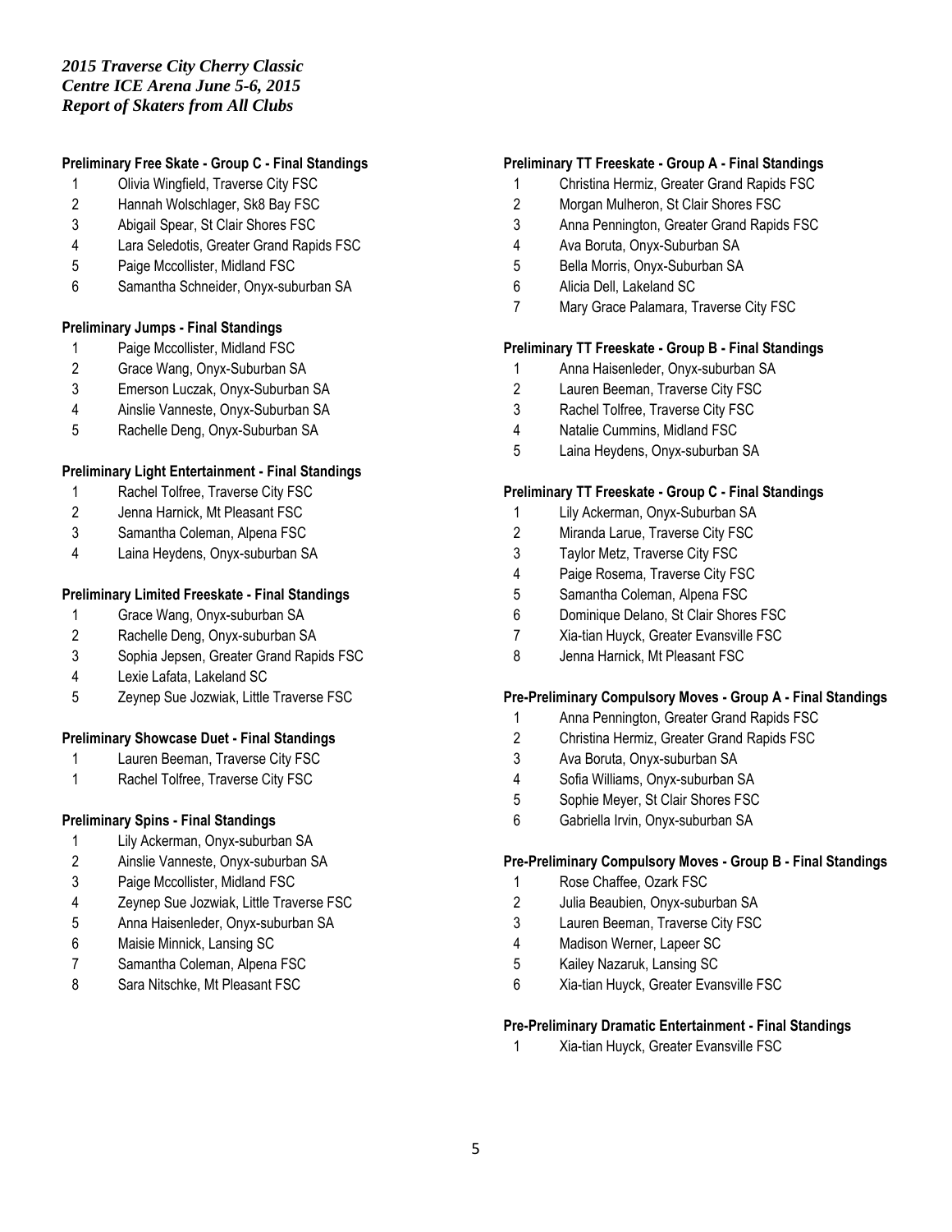*2015 Traverse City Cherry Classic*
*Centre ICE Arena June 5-6, 2015*
*Report of Skaters from All Clubs*

**Preliminary Free Skate - Group C - Final Standings**

1 Olivia Wingfield, Traverse City FSC
2 Hannah Wolschlager, Sk8 Bay FSC
3 Abigail Spear, St Clair Shores FSC
4 Lara Seledotis, Greater Grand Rapids FSC
5 Paige Mccollister, Midland FSC
6 Samantha Schneider, Onyx-suburban SA

**Preliminary Jumps - Final Standings**

1 Paige Mccollister, Midland FSC
2 Grace Wang, Onyx-Suburban SA
3 Emerson Luczak, Onyx-Suburban SA
4 Ainslie Vanneste, Onyx-Suburban SA
5 Rachelle Deng, Onyx-Suburban SA

**Preliminary Light Entertainment - Final Standings**

1 Rachel Tolfree, Traverse City FSC
2 Jenna Harnick, Mt Pleasant FSC
3 Samantha Coleman, Alpena FSC
4 Laina Heydens, Onyx-suburban SA

**Preliminary Limited Freeskate - Final Standings**

1 Grace Wang, Onyx-suburban SA
2 Rachelle Deng, Onyx-suburban SA
3 Sophia Jepsen, Greater Grand Rapids FSC
4 Lexie Lafata, Lakeland SC
5 Zeynep Sue Jozwiak, Little Traverse FSC

**Preliminary Showcase Duet - Final Standings**

1 Lauren Beeman, Traverse City FSC
1 Rachel Tolfree, Traverse City FSC

**Preliminary Spins - Final Standings**

1 Lily Ackerman, Onyx-suburban SA
2 Ainslie Vanneste, Onyx-suburban SA
3 Paige Mccollister, Midland FSC
4 Zeynep Sue Jozwiak, Little Traverse FSC
5 Anna Haisenleder, Onyx-suburban SA
6 Maisie Minnick, Lansing SC
7 Samantha Coleman, Alpena FSC
8 Sara Nitschke, Mt Pleasant FSC

**Preliminary TT Freeskate - Group A - Final Standings**

1 Christina Hermiz, Greater Grand Rapids FSC
2 Morgan Mulheron, St Clair Shores FSC
3 Anna Pennington, Greater Grand Rapids FSC
4 Ava Boruta, Onyx-Suburban SA
5 Bella Morris, Onyx-Suburban SA
6 Alicia Dell, Lakeland SC
7 Mary Grace Palamara, Traverse City FSC

**Preliminary TT Freeskate - Group B - Final Standings**

1 Anna Haisenleder, Onyx-suburban SA
2 Lauren Beeman, Traverse City FSC
3 Rachel Tolfree, Traverse City FSC
4 Natalie Cummins, Midland FSC
5 Laina Heydens, Onyx-suburban SA

**Preliminary TT Freeskate - Group C - Final Standings**

1 Lily Ackerman, Onyx-Suburban SA
2 Miranda Larue, Traverse City FSC
3 Taylor Metz, Traverse City FSC
4 Paige Rosema, Traverse City FSC
5 Samantha Coleman, Alpena FSC
6 Dominique Delano, St Clair Shores FSC
7 Xia-tian Huyck, Greater Evansville FSC
8 Jenna Harnick, Mt Pleasant FSC

**Pre-Preliminary Compulsory Moves - Group A - Final Standings**

1 Anna Pennington, Greater Grand Rapids FSC
2 Christina Hermiz, Greater Grand Rapids FSC
3 Ava Boruta, Onyx-suburban SA
4 Sofia Williams, Onyx-suburban SA
5 Sophie Meyer, St Clair Shores FSC
6 Gabriella Irvin, Onyx-suburban SA

**Pre-Preliminary Compulsory Moves - Group B - Final Standings**

1 Rose Chaffee, Ozark FSC
2 Julia Beaubien, Onyx-suburban SA
3 Lauren Beeman, Traverse City FSC
4 Madison Werner, Lapeer SC
5 Kailey Nazaruk, Lansing SC
6 Xia-tian Huyck, Greater Evansville FSC

**Pre-Preliminary Dramatic Entertainment - Final Standings**

1 Xia-tian Huyck, Greater Evansville FSC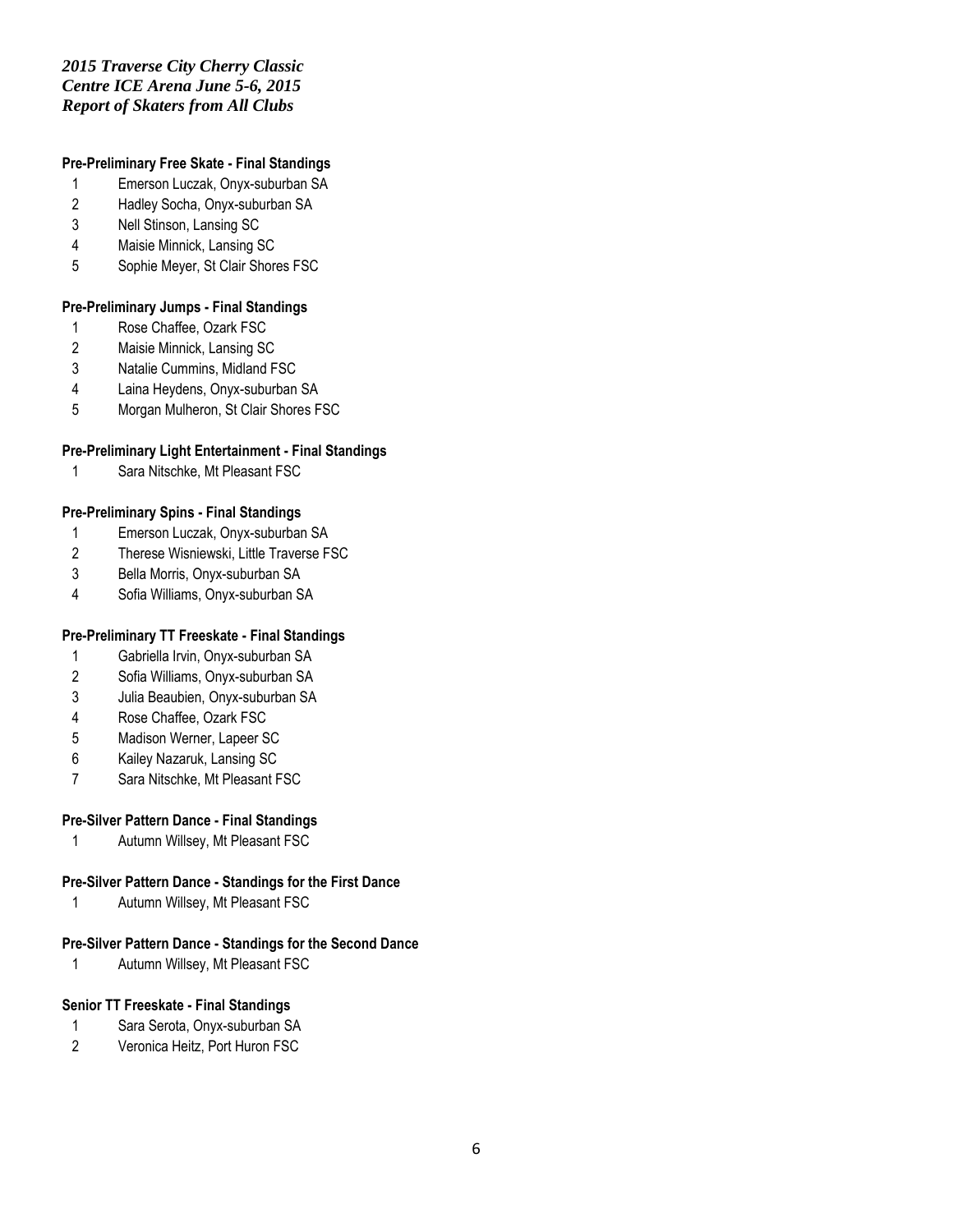*2015 Traverse City Cherry Classic*
*Centre ICE Arena June 5-6, 2015*
*Report of Skaters from All Clubs*

**Pre-Preliminary Free Skate - Final Standings**

1. Emerson Luczak, Onyx-suburban SA
2. Hadley Socha, Onyx-suburban SA
3. Nell Stinson, Lansing SC
4. Maisie Minnick, Lansing SC
5. Sophie Meyer, St Clair Shores FSC

**Pre-Preliminary Jumps - Final Standings**

1. Rose Chaffee, Ozark FSC
2. Maisie Minnick, Lansing SC
3. Natalie Cummins, Midland FSC
4. Laina Heydens, Onyx-suburban SA
5. Morgan Mulheron, St Clair Shores FSC

**Pre-Preliminary Light Entertainment - Final Standings**

1. Sara Nitschke, Mt Pleasant FSC

**Pre-Preliminary Spins - Final Standings**

1. Emerson Luczak, Onyx-suburban SA
2. Therese Wisniewski, Little Traverse FSC
3. Bella Morris, Onyx-suburban SA
4. Sofia Williams, Onyx-suburban SA

**Pre-Preliminary TT Freeskate - Final Standings**

1. Gabriella Irvin, Onyx-suburban SA
2. Sofia Williams, Onyx-suburban SA
3. Julia Beaubien, Onyx-suburban SA
4. Rose Chaffee, Ozark FSC
5. Madison Werner, Lapeer SC
6. Kailey Nazaruk, Lansing SC
7. Sara Nitschke, Mt Pleasant FSC

**Pre-Silver Pattern Dance - Final Standings**

1. Autumn Willsey, Mt Pleasant FSC

**Pre-Silver Pattern Dance - Standings for the First Dance**

1. Autumn Willsey, Mt Pleasant FSC

**Pre-Silver Pattern Dance - Standings for the Second Dance**

1. Autumn Willsey, Mt Pleasant FSC

**Senior TT Freeskate - Final Standings**

1. Sara Serota, Onyx-suburban SA
2. Veronica Heitz, Port Huron FSC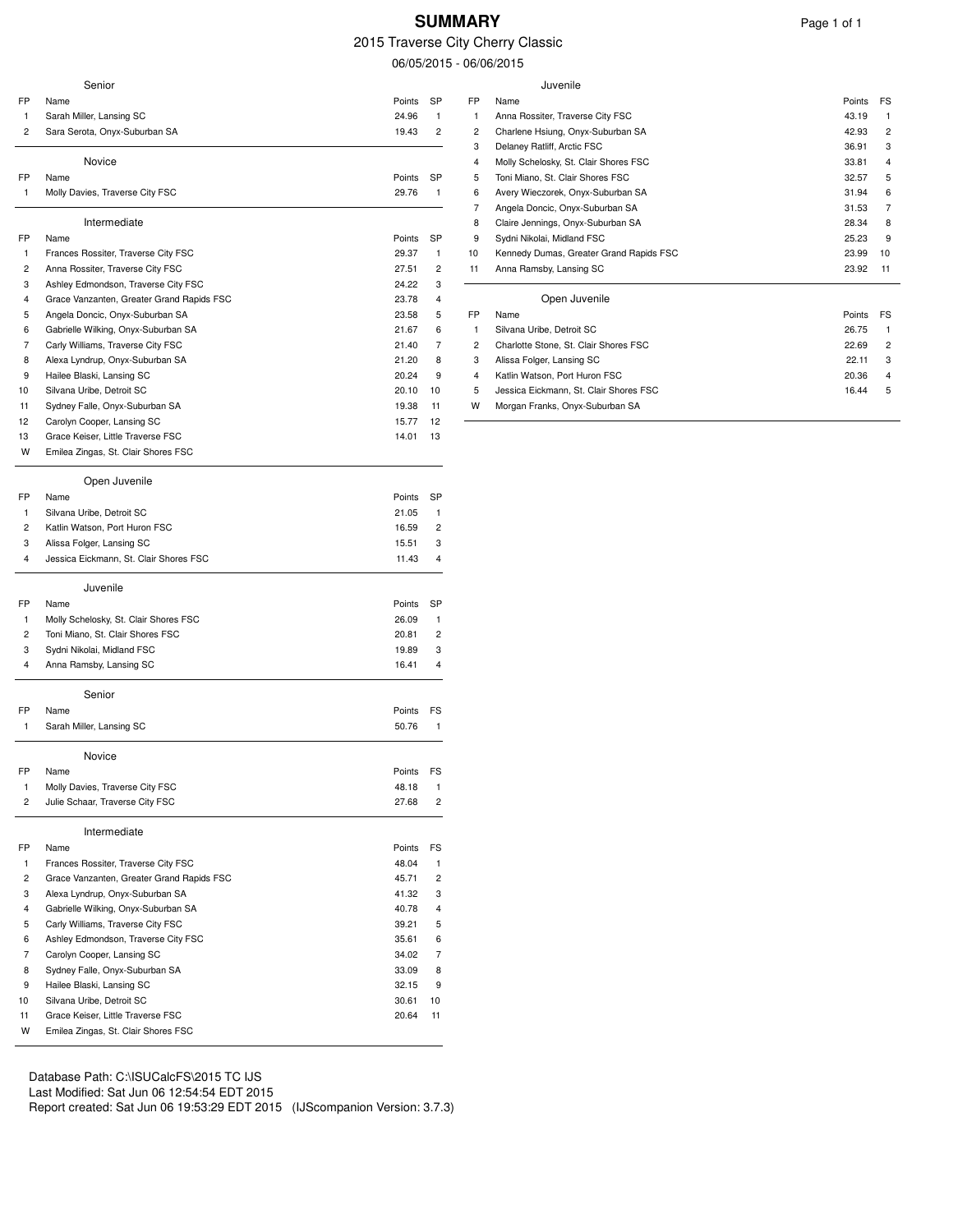# SUMMARY

2015 Traverse City Cherry Classic

06/05/2015 - 06/06/2015

### Senior

| FP | Name | Points | SP |
|---|---|---|---|
| 1 | Sarah Miller, Lansing SC | 24.96 | 1 |
| 2 | Sara Serota, Onyx-Suburban SA | 19.43 | 2 |

### Novice

| FP | Name | Points | SP |
|---|---|---|---|
| 1 | Molly Davies, Traverse City FSC | 29.76 | 1 |

### Intermediate

| FP | Name | Points | SP |
|---|---|---|---|
| 1 | Frances Rossiter, Traverse City FSC | 29.37 | 1 |
| 2 | Anna Rossiter, Traverse City FSC | 27.51 | 2 |
| 3 | Ashley Edmondson, Traverse City FSC | 24.22 | 3 |
| 4 | Grace Vanzanten, Greater Grand Rapids FSC | 23.78 | 4 |
| 5 | Angela Doncic, Onyx-Suburban SA | 23.58 | 5 |
| 6 | Gabrielle Wilking, Onyx-Suburban SA | 21.67 | 6 |
| 7 | Carly Williams, Traverse City FSC | 21.40 | 7 |
| 8 | Alexa Lyndrup, Onyx-Suburban SA | 21.20 | 8 |
| 9 | Hailee Blaski, Lansing SC | 20.24 | 9 |
| 10 | Silvana Uribe, Detroit SC | 20.10 | 10 |
| 11 | Sydney Falle, Onyx-Suburban SA | 19.38 | 11 |
| 12 | Carolyn Cooper, Lansing SC | 15.77 | 12 |
| 13 | Grace Keiser, Little Traverse FSC | 14.01 | 13 |
| W | Emilea Zingas, St. Clair Shores FSC | | |

### Open Juvenile

| FP | Name | Points | SP |
|---|---|---|---|
| 1 | Silvana Uribe, Detroit SC | 21.05 | 1 |
| 2 | Katlin Watson, Port Huron FSC | 16.59 | 2 |
| 3 | Alissa Folger, Lansing SC | 15.51 | 3 |
| 4 | Jessica Eickmann, St. Clair Shores FSC | 11.43 | 4 |

### Juvenile

| FP | Name | Points | SP |
|---|---|---|---|
| 1 | Molly Schelosky, St. Clair Shores FSC | 26.09 | 1 |
| 2 | Toni Miano, St. Clair Shores FSC | 20.81 | 2 |
| 3 | Sydni Nikolai, Midland FSC | 19.89 | 3 |
| 4 | Anna Ramsby, Lansing SC | 16.41 | 4 |

### Senior

| FP | Name | Points | FS |
|---|---|---|---|
| 1 | Sarah Miller, Lansing SC | 50.76 | 1 |

### Novice

| FP | Name | Points | FS |
|---|---|---|---|
| 1 | Molly Davies, Traverse City FSC | 48.18 | 1 |
| 2 | Julie Schaar, Traverse City FSC | 27.68 | 2 |

### Intermediate

| FP | Name | Points | FS |
|---|---|---|---|
| 1 | Frances Rossiter, Traverse City FSC | 48.04 | 1 |
| 2 | Grace Vanzanten, Greater Grand Rapids FSC | 45.71 | 2 |
| 3 | Alexa Lyndrup, Onyx-Suburban SA | 41.32 | 3 |
| 4 | Gabrielle Wilking, Onyx-Suburban SA | 40.78 | 4 |
| 5 | Carly Williams, Traverse City FSC | 39.21 | 5 |
| 6 | Ashley Edmondson, Traverse City FSC | 35.61 | 6 |
| 7 | Carolyn Cooper, Lansing SC | 34.02 | 7 |
| 8 | Sydney Falle, Onyx-Suburban SA | 33.09 | 8 |
| 9 | Hailee Blaski, Lansing SC | 32.15 | 9 |
| 10 | Silvana Uribe, Detroit SC | 30.61 | 10 |
| 11 | Grace Keiser, Little Traverse FSC | 20.64 | 11 |
| W | Emilea Zingas, St. Clair Shores FSC | | |

### Juvenile

| FP | Name | Points | FS |
|---|---|---|---|
| 1 | Anna Rossiter, Traverse City FSC | 43.19 | 1 |
| 2 | Charlene Hsiung, Onyx-Suburban SA | 42.93 | 2 |
| 3 | Delaney Ratliff, Arctic FSC | 36.91 | 3 |
| 4 | Molly Schelosky, St. Clair Shores FSC | 33.81 | 4 |
| 5 | Toni Miano, St. Clair Shores FSC | 32.57 | 5 |
| 6 | Avery Wieczorek, Onyx-Suburban SA | 31.94 | 6 |
| 7 | Angela Doncic, Onyx-Suburban SA | 31.53 | 7 |
| 8 | Claire Jennings, Onyx-Suburban SA | 28.34 | 8 |
| 9 | Sydni Nikolai, Midland FSC | 25.23 | 9 |
| 10 | Kennedy Dumas, Greater Grand Rapids FSC | 23.99 | 10 |
| 11 | Anna Ramsby, Lansing SC | 23.92 | 11 |

### Open Juvenile

| FP | Name | Points | FS |
|---|---|---|---|
| 1 | Silvana Uribe, Detroit SC | 26.75 | 1 |
| 2 | Charlotte Stone, St. Clair Shores FSC | 22.69 | 2 |
| 3 | Alissa Folger, Lansing SC | 22.11 | 3 |
| 4 | Katlin Watson, Port Huron FSC | 20.36 | 4 |
| 5 | Jessica Eickmann, St. Clair Shores FSC | 16.44 | 5 |
| W | Morgan Franks, Onyx-Suburban SA | | |

Database Path: C:\ISUCalcFS\2015 TC IJS
Last Modified: Sat Jun 06 12:54:54 EDT 2015
Report created: Sat Jun 06 19:53:29 EDT 2015 (IJScompanion Version: 3.7.3)